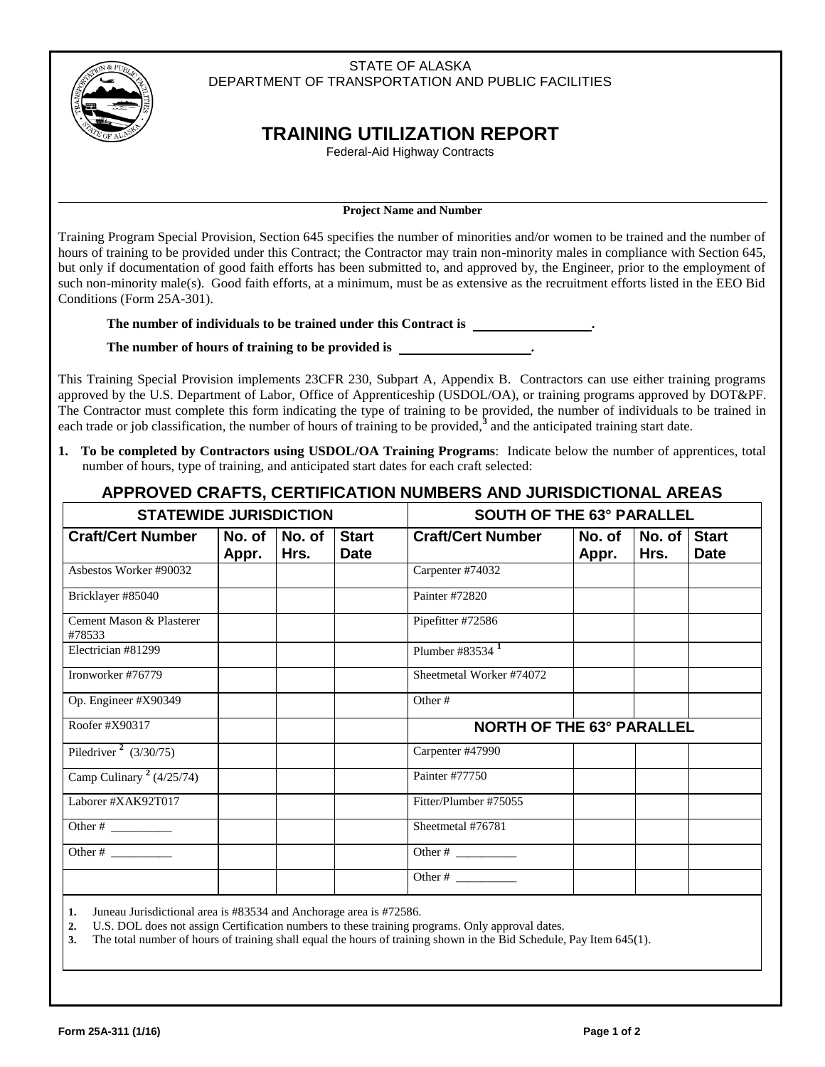STATE OF ALASKA
DEPARTMENT OF TRANSPORTATION AND PUBLIC FACILITIES

# TRAINING UTILIZATION REPORT

Federal-Aid Highway Contracts

**Project Name and Number**

Training Program Special Provision, Section 645 specifies the number of minorities and/or women to be trained and the number of hours of training to be provided under this Contract; the Contractor may train non-minority males in compliance with Section 645, but only if documentation of good faith efforts has been submitted to, and approved by, the Engineer, prior to the employment of such non-minority male(s). Good faith efforts, at a minimum, must be as extensive as the recruitment efforts listed in the EEO Bid Conditions (Form 25A-301).

**The number of individuals to be trained under this Contract is \_\_\_\_\_\_\_\_\_\_\_\_\_\_\_\_\_.**

**The number of hours of training to be provided is \_\_\_\_\_\_\_\_\_\_\_\_\_\_\_\_\_\_\_.**

This Training Special Provision implements 23CFR 230, Subpart A, Appendix B. Contractors can use either training programs approved by the U.S. Department of Labor, Office of Apprenticeship (USDOL/OA), or training programs approved by DOT&PF. The Contractor must complete this form indicating the type of training to be provided, the number of individuals to be trained in each trade or job classification, the number of hours of training to be provided,[3] and the anticipated training start date.

1. **To be completed by Contractors using USDOL/OA Training Programs**: Indicate below the number of apprentices, total number of hours, type of training, and anticipated start dates for each craft selected:

## APPROVED CRAFTS, CERTIFICATION NUMBERS AND JURISDICTIONAL AREAS

| STATEWIDE JURISDICTION | | | | SOUTH OF THE 63° PARALLEL | | | |
|---|---|---|---|---|---|---|---|
| **Craft/Cert Number** | **No. of Appr.** | **No. of Hrs.** | **Start Date** | **Craft/Cert Number** | **No. of Appr.** | **No. of Hrs.** | **Start Date** |
| Asbestos Worker #90032 | | | | Carpenter #74032 | | | |
| Bricklayer #85040 | | | | Painter #72820 | | | |
| Cement Mason & Plasterer #78533 | | | | Pipefitter #72586 | | | |
| Electrician #81299 | | | | Plumber #83534 [1] | | | |
| Ironworker #76779 | | | | Sheetmetal Worker #74072 | | | |
| Op. Engineer #X90349 | | | | Other # | | | |
| Roofer #X90317 | | | | **NORTH OF THE 63° PARALLEL** | | | |
| Piledriver [2] (3/30/75) | | | | Carpenter #47990 | | | |
| Camp Culinary [2] (4/25/74) | | | | Painter #77750 | | | |
| Laborer #XAK92T017 | | | | Fitter/Plumber #75055 | | | |
| Other # \_\_\_\_\_\_\_\_\_\_ | | | | Sheetmetal #76781 | | | |
| Other # \_\_\_\_\_\_\_\_\_\_ | | | | Other # \_\_\_\_\_\_\_\_\_\_ | | | |
| | | | | Other # \_\_\_\_\_\_\_\_\_\_ | | | |

1. Juneau Jurisdictional area is #83534 and Anchorage area is #72586.
2. U.S. DOL does not assign Certification numbers to these training programs. Only approval dates.
3. The total number of hours of training shall equal the hours of training shown in the Bid Schedule, Pay Item 645(1).

Form 25A-311 (1/16)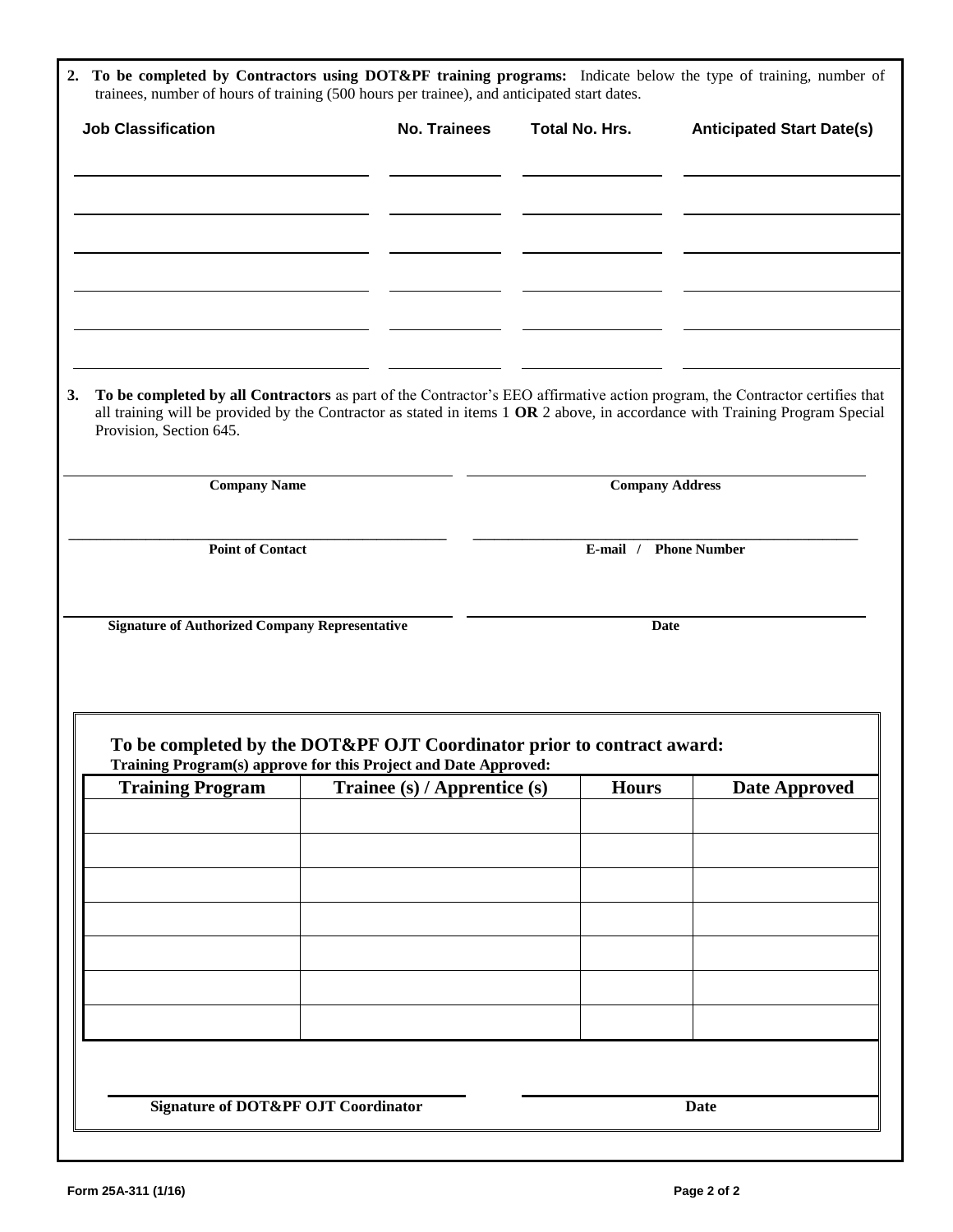**2. To be completed by Contractors using DOT&PF training programs:** Indicate below the type of training, number of trainees, number of hours of training (500 hours per trainee), and anticipated start dates.

| Job Classification | No. Trainees | Total No. Hrs. | Anticipated Start Date(s) |
|---|---|---|---|
| | | | |
| | | | |
| | | | |
| | | | |
| | | | |
| | | | |

**3. To be completed by all Contractors** as part of the Contractor's EEO affirmative action program, the Contractor certifies that all training will be provided by the Contractor as stated in items 1 **OR** 2 above, in accordance with Training Program Special Provision, Section 645.

| | |
|---|---|
| **Company Name** | **Company Address** |
| **Point of Contact** | **E-mail / Phone Number** |
| **Signature of Authorized Company Representative** | **Date** |

## To be completed by the DOT&PF OJT Coordinator prior to contract award:

**Training Program(s) approve for this Project and Date Approved:**

| Training Program | Trainee (s) / Apprentice (s) | Hours | Date Approved |
|---|---|---|---|
| | | | |
| | | | |
| | | | |
| | | | |
| | | | |
| | | | |
| | | | |

| | |
|---|---|
| **Signature of DOT&PF OJT Coordinator** | **Date** |

**Form 25A-311 (1/16)**